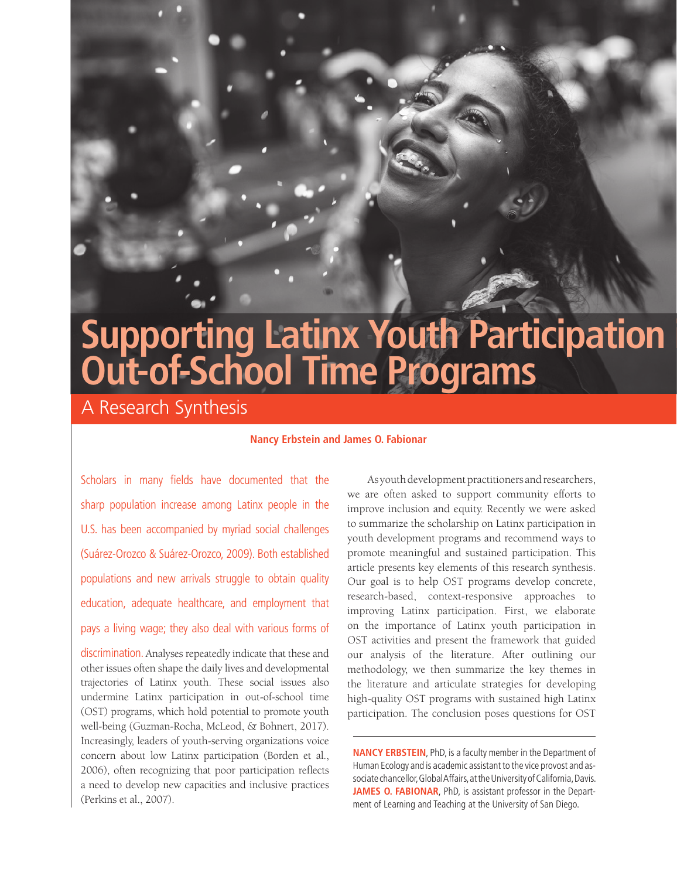# Supporting Latinx Youth Participation Out-of-School Time Programs

## A Research Synthesis

**Nancy Erbstein and James O. Fabionar**

Scholars in many fields have documented that the sharp population increase among Latinx people in the U.S. has been accompanied by myriad social challenges (Suárez-Orozco & Suárez-Orozco, 2009). Both established populations and new arrivals struggle to obtain quality education, adequate healthcare, and employment that pays a living wage; they also deal with various forms of discrimination. Analyses repeatedly indicate that these and other issues often shape the daily lives and developmental trajectories of Latinx youth. These social issues also undermine Latinx participation in out-of-school time (OST) programs, which hold potential to promote youth well-being (Guzman-Rocha, McLeod, & Bohnert, 2017). Increasingly, leaders of youth-serving organizations voice concern about low Latinx participation (Borden et al., 2006), often recognizing that poor participation reflects a need to develop new capacities and inclusive practices (Perkins et al., 2007).

As youth development practitioners and researchers, we are often asked to support community efforts to improve inclusion and equity. Recently we were asked to summarize the scholarship on Latinx participation in youth development programs and recommend ways to promote meaningful and sustained participation. This article presents key elements of this research synthesis. Our goal is to help OST programs develop concrete, research-based, context-responsive approaches to improving Latinx participation. First, we elaborate on the importance of Latinx youth participation in OST activities and present the framework that guided our analysis of the literature. After outlining our methodology, we then summarize the key themes in the literature and articulate strategies for developing high-quality OST programs with sustained high Latinx participation. The conclusion poses questions for OST

---

**NANCY ERBSTEIN**, PhD, is a faculty member in the Department of Human Ecology and is academic assistant to the vice provost and associate chancellor, Global Affairs, at the University of California, Davis. **JAMES O. FABIONAR**, PhD, is assistant professor in the Department of Learning and Teaching at the University of San Diego.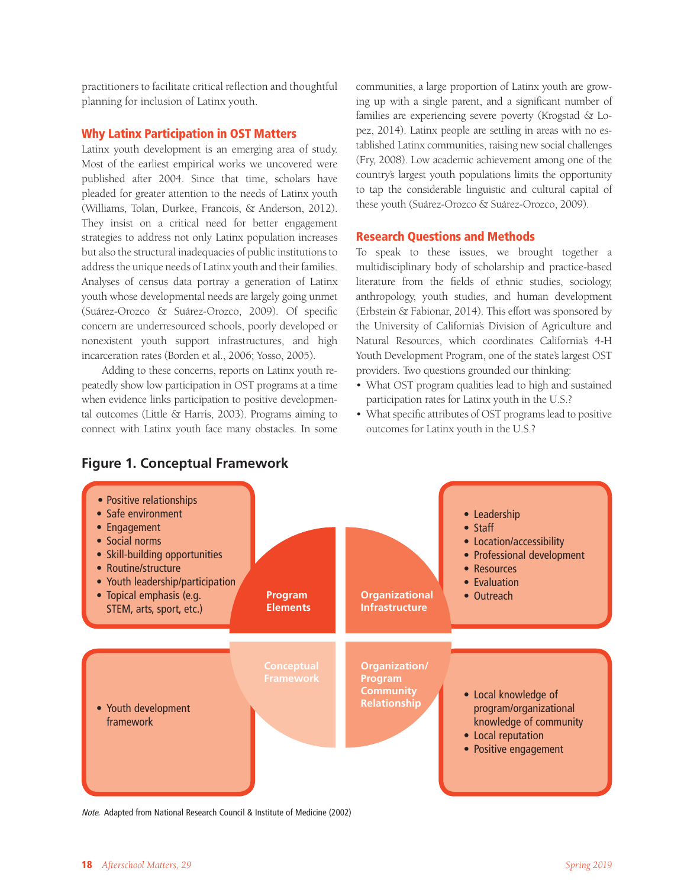practitioners to facilitate critical reflection and thoughtful planning for inclusion of Latinx youth.

## Why Latinx Participation in OST Matters

Latinx youth development is an emerging area of study. Most of the earliest empirical works we uncovered were published after 2004. Since that time, scholars have pleaded for greater attention to the needs of Latinx youth (Williams, Tolan, Durkee, Francois, & Anderson, 2012). They insist on a critical need for better engagement strategies to address not only Latinx population increases but also the structural inadequacies of public institutions to address the unique needs of Latinx youth and their families. Analyses of census data portray a generation of Latinx youth whose developmental needs are largely going unmet (Suárez-Orozco & Suárez-Orozco, 2009). Of specific concern are underresourced schools, poorly developed or nonexistent youth support infrastructures, and high incarceration rates (Borden et al., 2006; Yosso, 2005).

Adding to these concerns, reports on Latinx youth repeatedly show low participation in OST programs at a time when evidence links participation to positive developmental outcomes (Little & Harris, 2003). Programs aiming to connect with Latinx youth face many obstacles. In some communities, a large proportion of Latinx youth are growing up with a single parent, and a significant number of families are experiencing severe poverty (Krogstad & Lopez, 2014). Latinx people are settling in areas with no established Latinx communities, raising new social challenges (Fry, 2008). Low academic achievement among one of the country's largest youth populations limits the opportunity to tap the considerable linguistic and cultural capital of these youth (Suárez-Orozco & Suárez-Orozco, 2009).

## Research Questions and Methods

To speak to these issues, we brought together a multidisciplinary body of scholarship and practice-based literature from the fields of ethnic studies, sociology, anthropology, youth studies, and human development (Erbstein & Fabionar, 2014). This effort was sponsored by the University of California's Division of Agriculture and Natural Resources, which coordinates California's 4-H Youth Development Program, one of the state's largest OST providers. Two questions grounded our thinking:

- What OST program qualities lead to high and sustained participation rates for Latinx youth in the U.S.?
- What specific attributes of OST programs lead to positive outcomes for Latinx youth in the U.S.?

**Figure 1. Conceptual Framework**

**Program Elements**
- Positive relationships
- Safe environment
- Engagement
- Social norms
- Skill-building opportunities
- Routine/structure
- Youth leadership/participation
- Topical emphasis (e.g. STEM, arts, sport, etc.)

**Organizational Infrastructure**
- Leadership
- Staff
- Location/accessibility
- Professional development
- Resources
- Evaluation
- Outreach

**Conceptual Framework**
- Youth development framework

**Organization/Program Community Relationship**
- Local knowledge of program/organizational knowledge of community
- Local reputation
- Positive engagement

*Note.* Adapted from National Research Council & Institute of Medicine (2002)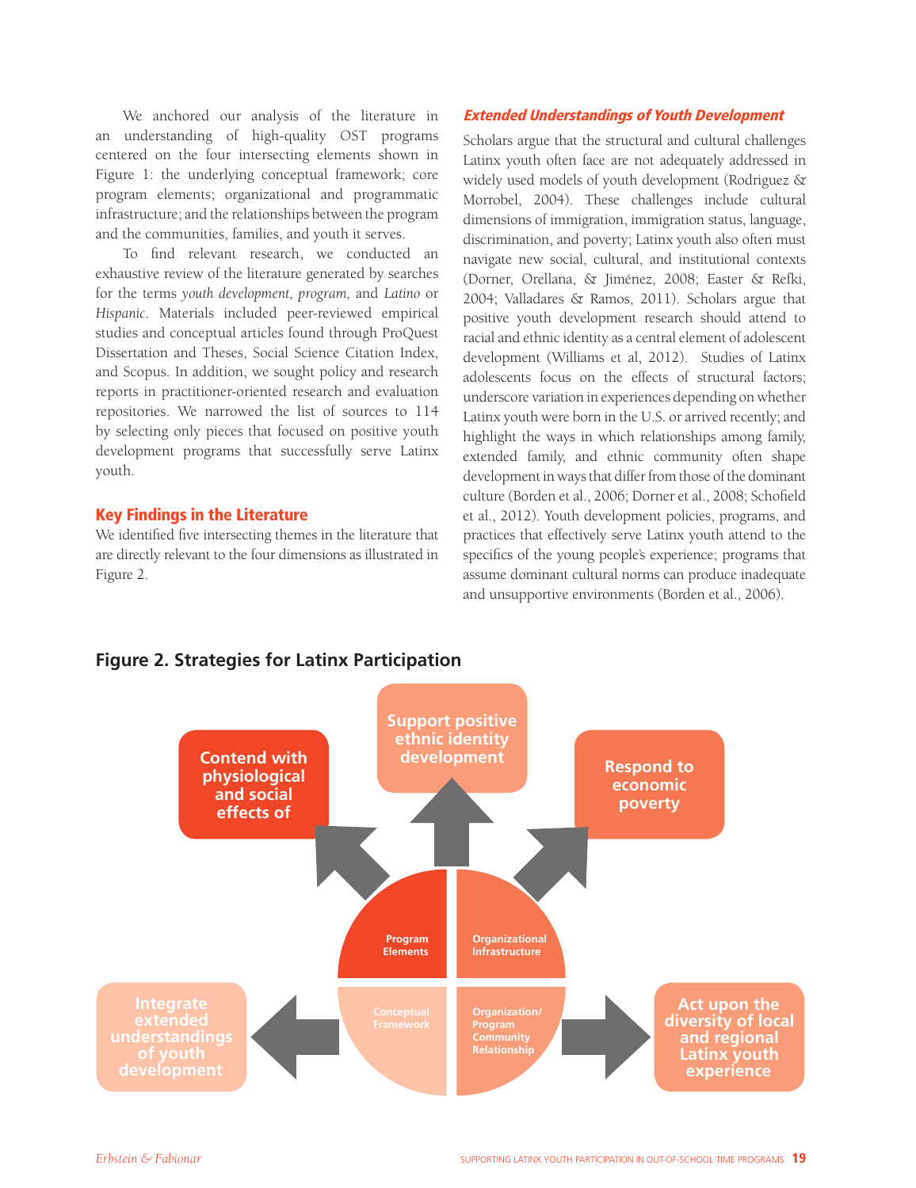We anchored our analysis of the literature in an understanding of high-quality OST programs centered on the four intersecting elements shown in Figure 1: the underlying conceptual framework; core program elements; organizational and programmatic infrastructure; and the relationships between the program and the communities, families, and youth it serves.

To find relevant research, we conducted an exhaustive review of the literature generated by searches for the terms *youth development, program,* and *Latino* or *Hispanic*. Materials included peer-reviewed empirical studies and conceptual articles found through ProQuest Dissertation and Theses, Social Science Citation Index, and Scopus. In addition, we sought policy and research reports in practitioner-oriented research and evaluation repositories. We narrowed the list of sources to 114 by selecting only pieces that focused on positive youth development programs that successfully serve Latinx youth.

## Key Findings in the Literature

We identified five intersecting themes in the literature that are directly relevant to the four dimensions as illustrated in Figure 2.

### *Extended Understandings of Youth Development*

Scholars argue that the structural and cultural challenges Latinx youth often face are not adequately addressed in widely used models of youth development (Rodriguez & Morrobel, 2004). These challenges include cultural dimensions of immigration, immigration status, language, discrimination, and poverty; Latinx youth also often must navigate new social, cultural, and institutional contexts (Dorner, Orellana, & Jiménez, 2008; Easter & Refki, 2004; Valladares & Ramos, 2011). Scholars argue that positive youth development research should attend to racial and ethnic identity as a central element of adolescent development (Williams et al, 2012). Studies of Latinx adolescents focus on the effects of structural factors; underscore variation in experiences depending on whether Latinx youth were born in the U.S. or arrived recently; and highlight the ways in which relationships among family, extended family, and ethnic community often shape development in ways that differ from those of the dominant culture (Borden et al., 2006; Dorner et al., 2008; Schofield et al., 2012). Youth development policies, programs, and practices that effectively serve Latinx youth attend to the specifics of the young people's experience; programs that assume dominant cultural norms can produce inadequate and unsupportive environments (Borden et al., 2006).

**Figure 2. Strategies for Latinx Participation**

- Program Elements → Contend with physiological and social effects of
- Program Elements / Organizational Infrastructure → Support positive ethnic identity development
- Organizational Infrastructure → Respond to economic poverty
- Conceptual Framework → Integrate extended understandings of youth development
- Organization/Program Community Relationship → Act upon the diversity of local and regional Latinx youth experience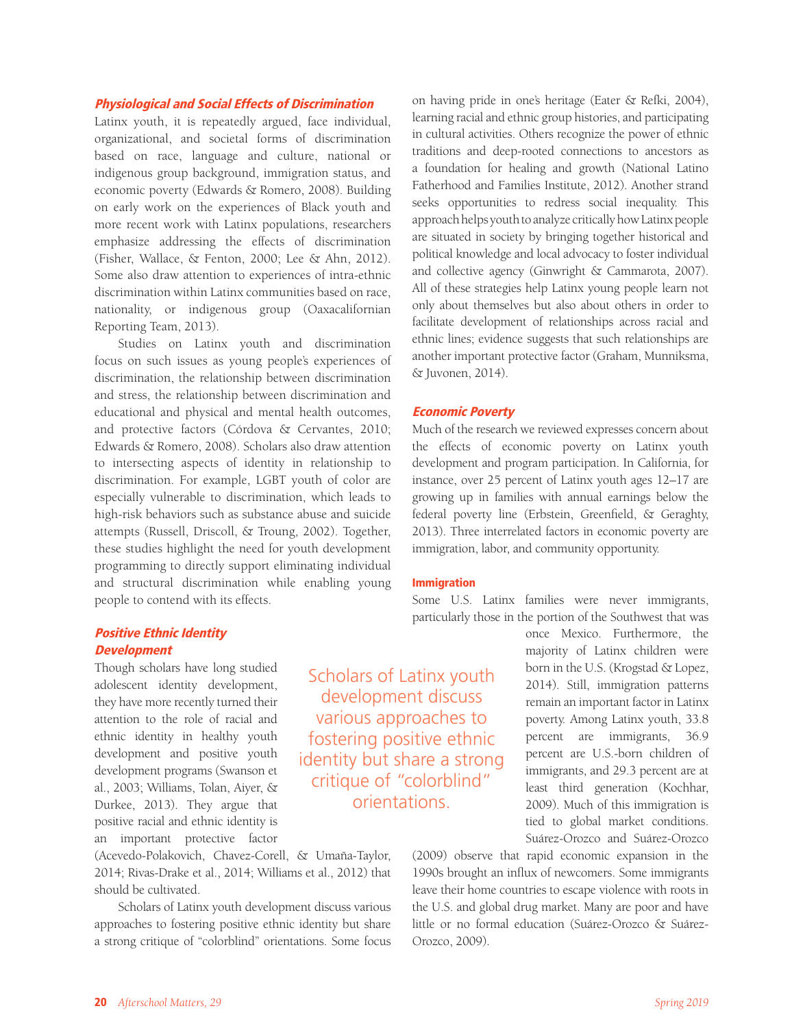### *Physiological and Social Effects of Discrimination*

Latinx youth, it is repeatedly argued, face individual, organizational, and societal forms of discrimination based on race, language and culture, national or indigenous group background, immigration status, and economic poverty (Edwards & Romero, 2008). Building on early work on the experiences of Black youth and more recent work with Latinx populations, researchers emphasize addressing the effects of discrimination (Fisher, Wallace, & Fenton, 2000; Lee & Ahn, 2012). Some also draw attention to experiences of intra-ethnic discrimination within Latinx communities based on race, nationality, or indigenous group (Oaxacalifornian Reporting Team, 2013).

Studies on Latinx youth and discrimination focus on such issues as young people's experiences of discrimination, the relationship between discrimination and stress, the relationship between discrimination and educational and physical and mental health outcomes, and protective factors (Córdova & Cervantes, 2010; Edwards & Romero, 2008). Scholars also draw attention to intersecting aspects of identity in relationship to discrimination. For example, LGBT youth of color are especially vulnerable to discrimination, which leads to high-risk behaviors such as substance abuse and suicide attempts (Russell, Driscoll, & Troung, 2002). Together, these studies highlight the need for youth development programming to directly support eliminating individual and structural discrimination while enabling young people to contend with its effects.

### *Positive Ethnic Identity Development*

Though scholars have long studied adolescent identity development, they have more recently turned their attention to the role of racial and ethnic identity in healthy youth development and positive youth development programs (Swanson et al., 2003; Williams, Tolan, Aiyer, & Durkee, 2013). They argue that positive racial and ethnic identity is an important protective factor (Acevedo-Polakovich, Chavez-Corell, & Umaña-Taylor, 2014; Rivas-Drake et al., 2014; Williams et al., 2012) that should be cultivated.

Scholars of Latinx youth development discuss various approaches to fostering positive ethnic identity but share a strong critique of "colorblind" orientations. Some focus on having pride in one's heritage (Eater & Refki, 2004), learning racial and ethnic group histories, and participating in cultural activities. Others recognize the power of ethnic traditions and deep-rooted connections to ancestors as a foundation for healing and growth (National Latino Fatherhood and Families Institute, 2012). Another strand seeks opportunities to redress social inequality. This approach helps youth to analyze critically how Latinx people are situated in society by bringing together historical and political knowledge and local advocacy to foster individual and collective agency (Ginwright & Cammarota, 2007). All of these strategies help Latinx young people learn not only about themselves but also about others in order to facilitate development of relationships across racial and ethnic lines; evidence suggests that such relationships are another important protective factor (Graham, Munniksma, & Juvonen, 2014).

> Scholars of Latinx youth development discuss various approaches to fostering positive ethnic identity but share a strong critique of "colorblind" orientations.

### *Economic Poverty*

Much of the research we reviewed expresses concern about the effects of economic poverty on Latinx youth development and program participation. In California, for instance, over 25 percent of Latinx youth ages 12–17 are growing up in families with annual earnings below the federal poverty line (Erbstein, Greenfield, & Geraghty, 2013). Three interrelated factors in economic poverty are immigration, labor, and community opportunity.

#### Immigration

Some U.S. Latinx families were never immigrants, particularly those in the portion of the Southwest that was once Mexico. Furthermore, the majority of Latinx children were born in the U.S. (Krogstad & Lopez, 2014). Still, immigration patterns remain an important factor in Latinx poverty. Among Latinx youth, 33.8 percent are immigrants, 36.9 percent are U.S.-born children of immigrants, and 29.3 percent are at least third generation (Kochhar, 2009). Much of this immigration is tied to global market conditions. Suárez-Orozco and Suárez-Orozco (2009) observe that rapid economic expansion in the 1990s brought an influx of newcomers. Some immigrants leave their home countries to escape violence with roots in the U.S. and global drug market. Many are poor and have little or no formal education (Suárez-Orozco & Suárez-Orozco, 2009).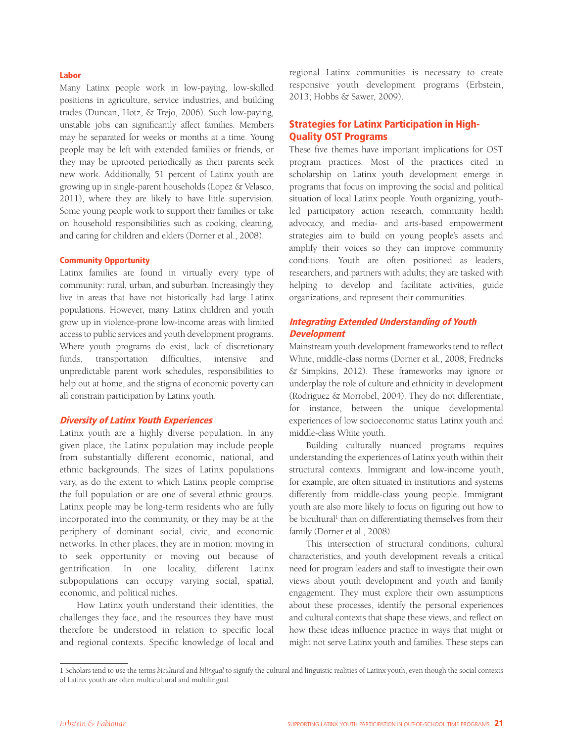#### Labor

Many Latinx people work in low-paying, low-skilled positions in agriculture, service industries, and building trades (Duncan, Hotz, & Trejo, 2006). Such low-paying, unstable jobs can significantly affect families. Members may be separated for weeks or months at a time. Young people may be left with extended families or friends, or they may be uprooted periodically as their parents seek new work. Additionally, 51 percent of Latinx youth are growing up in single-parent households (Lopez & Velasco, 2011), where they are likely to have little supervision. Some young people work to support their families or take on household responsibilities such as cooking, cleaning, and caring for children and elders (Dorner et al., 2008).

#### Community Opportunity

Latinx families are found in virtually every type of community: rural, urban, and suburban. Increasingly they live in areas that have not historically had large Latinx populations. However, many Latinx children and youth grow up in violence-prone low-income areas with limited access to public services and youth development programs. Where youth programs do exist, lack of discretionary funds, transportation difficulties, intensive and unpredictable parent work schedules, responsibilities to help out at home, and the stigma of economic poverty can all constrain participation by Latinx youth.

### *Diversity of Latinx Youth Experiences*

Latinx youth are a highly diverse population. In any given place, the Latinx population may include people from substantially different economic, national, and ethnic backgrounds. The sizes of Latinx populations vary, as do the extent to which Latinx people comprise the full population or are one of several ethnic groups. Latinx people may be long-term residents who are fully incorporated into the community, or they may be at the periphery of dominant social, civic, and economic networks. In other places, they are in motion: moving in to seek opportunity or moving out because of gentrification. In one locality, different Latinx subpopulations can occupy varying social, spatial, economic, and political niches.

How Latinx youth understand their identities, the challenges they face, and the resources they have must therefore be understood in relation to specific local and regional contexts. Specific knowledge of local and regional Latinx communities is necessary to create responsive youth development programs (Erbstein, 2013; Hobbs & Sawer, 2009).

## Strategies for Latinx Participation in High-Quality OST Programs

These five themes have important implications for OST program practices. Most of the practices cited in scholarship on Latinx youth development emerge in programs that focus on improving the social and political situation of local Latinx people. Youth organizing, youth-led participatory action research, community health advocacy, and media- and arts-based empowerment strategies aim to build on young people's assets and amplify their voices so they can improve community conditions. Youth are often positioned as leaders, researchers, and partners with adults; they are tasked with helping to develop and facilitate activities, guide organizations, and represent their communities.

### *Integrating Extended Understanding of Youth Development*

Mainstream youth development frameworks tend to reflect White, middle-class norms (Dorner et al., 2008; Fredricks & Simpkins, 2012). These frameworks may ignore or underplay the role of culture and ethnicity in development (Rodriguez & Morrobel, 2004). They do not differentiate, for instance, between the unique developmental experiences of low socioeconomic status Latinx youth and middle-class White youth.

Building culturally nuanced programs requires understanding the experiences of Latinx youth within their structural contexts. Immigrant and low-income youth, for example, are often situated in institutions and systems differently from middle-class young people. Immigrant youth are also more likely to focus on figuring out how to be bicultural[1] than on differentiating themselves from their family (Dorner et al., 2008).

This intersection of structural conditions, cultural characteristics, and youth development reveals a critical need for program leaders and staff to investigate their own views about youth development and youth and family engagement. They must explore their own assumptions about these processes, identify the personal experiences and cultural contexts that shape these views, and reflect on how these ideas influence practice in ways that might or might not serve Latinx youth and families. These steps can

1 Scholars tend to use the terms *bicultural* and *bilingual* to signify the cultural and linguistic realities of Latinx youth, even though the social contexts of Latinx youth are often multicultural and multilingual.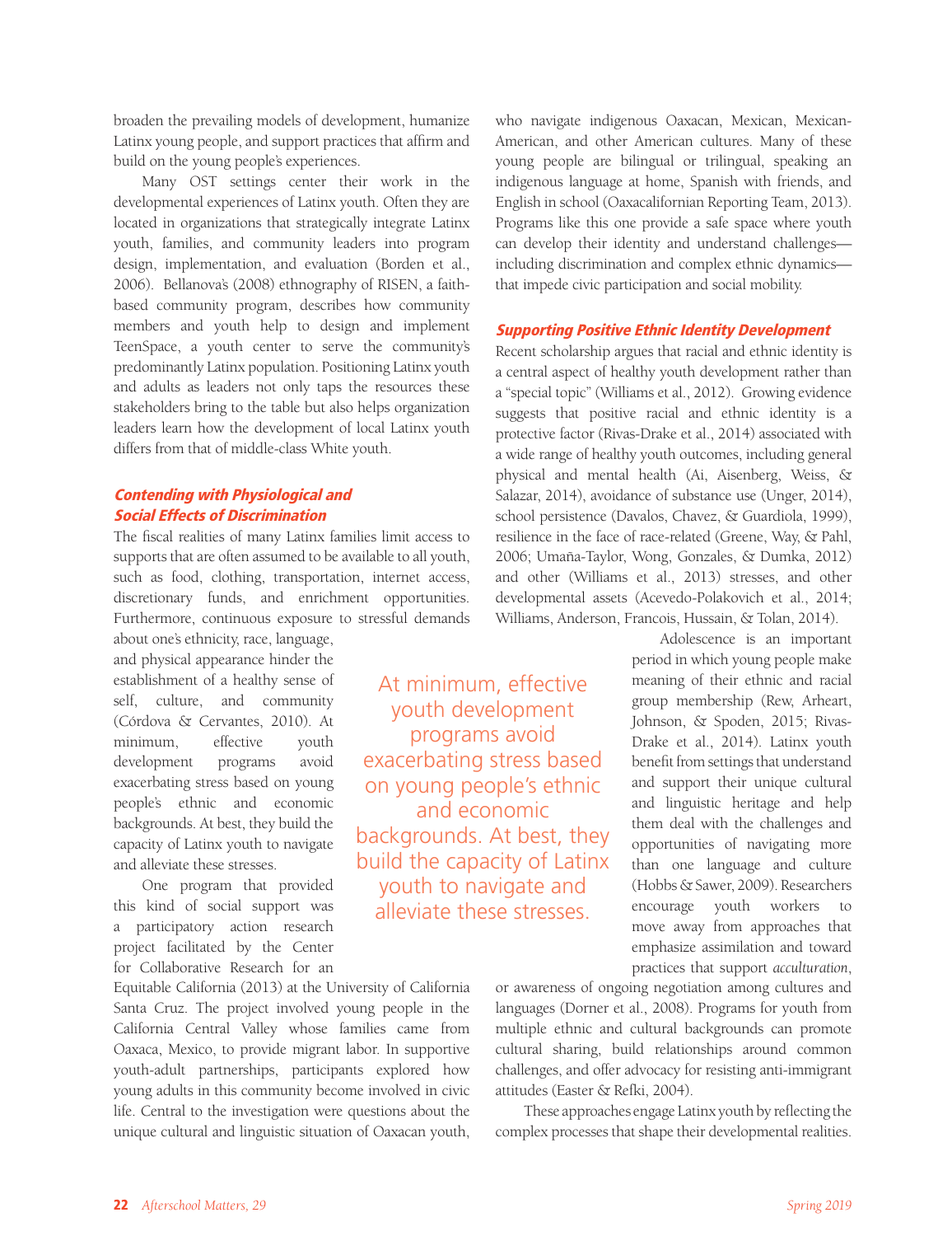broaden the prevailing models of development, humanize Latinx young people, and support practices that affirm and build on the young people's experiences.

Many OST settings center their work in the developmental experiences of Latinx youth. Often they are located in organizations that strategically integrate Latinx youth, families, and community leaders into program design, implementation, and evaluation (Borden et al., 2006). Bellanova's (2008) ethnography of RISEN, a faith-based community program, describes how community members and youth help to design and implement TeenSpace, a youth center to serve the community's predominantly Latinx population. Positioning Latinx youth and adults as leaders not only taps the resources these stakeholders bring to the table but also helps organization leaders learn how the development of local Latinx youth differs from that of middle-class White youth.

### Contending with Physiological and Social Effects of Discrimination

The fiscal realities of many Latinx families limit access to supports that are often assumed to be available to all youth, such as food, clothing, transportation, internet access, discretionary funds, and enrichment opportunities. Furthermore, continuous exposure to stressful demands about one's ethnicity, race, language, and physical appearance hinder the establishment of a healthy sense of self, culture, and community (Córdova & Cervantes, 2010). At minimum, effective youth development programs avoid exacerbating stress based on young people's ethnic and economic backgrounds. At best, they build the capacity of Latinx youth to navigate and alleviate these stresses.

> At minimum, effective youth development programs avoid exacerbating stress based on young people's ethnic and economic backgrounds. At best, they build the capacity of Latinx youth to navigate and alleviate these stresses.

One program that provided this kind of social support was a participatory action research project facilitated by the Center for Collaborative Research for an Equitable California (2013) at the University of California Santa Cruz. The project involved young people in the California Central Valley whose families came from Oaxaca, Mexico, to provide migrant labor. In supportive youth-adult partnerships, participants explored how young adults in this community become involved in civic life. Central to the investigation were questions about the unique cultural and linguistic situation of Oaxacan youth, who navigate indigenous Oaxacan, Mexican, Mexican-American, and other American cultures. Many of these young people are bilingual or trilingual, speaking an indigenous language at home, Spanish with friends, and English in school (Oaxacalifornian Reporting Team, 2013). Programs like this one provide a safe space where youth can develop their identity and understand challenges—including discrimination and complex ethnic dynamics—that impede civic participation and social mobility.

### Supporting Positive Ethnic Identity Development

Recent scholarship argues that racial and ethnic identity is a central aspect of healthy youth development rather than a "special topic" (Williams et al., 2012). Growing evidence suggests that positive racial and ethnic identity is a protective factor (Rivas-Drake et al., 2014) associated with a wide range of healthy youth outcomes, including general physical and mental health (Ai, Aisenberg, Weiss, & Salazar, 2014), avoidance of substance use (Unger, 2014), school persistence (Davalos, Chavez, & Guardiola, 1999), resilience in the face of race-related (Greene, Way, & Pahl, 2006; Umaña-Taylor, Wong, Gonzales, & Dumka, 2012) and other (Williams et al., 2013) stresses, and other developmental assets (Acevedo-Polakovich et al., 2014; Williams, Anderson, Francois, Hussain, & Tolan, 2014).

Adolescence is an important period in which young people make meaning of their ethnic and racial group membership (Rew, Arheart, Johnson, & Spoden, 2015; Rivas-Drake et al., 2014). Latinx youth benefit from settings that understand and support their unique cultural and linguistic heritage and help them deal with the challenges and opportunities of navigating more than one language and culture (Hobbs & Sawer, 2009). Researchers encourage youth workers to move away from approaches that emphasize assimilation and toward practices that support *acculturation*, or awareness of ongoing negotiation among cultures and languages (Dorner et al., 2008). Programs for youth from multiple ethnic and cultural backgrounds can promote cultural sharing, build relationships around common challenges, and offer advocacy for resisting anti-immigrant attitudes (Easter & Refki, 2004).

These approaches engage Latinx youth by reflecting the complex processes that shape their developmental realities.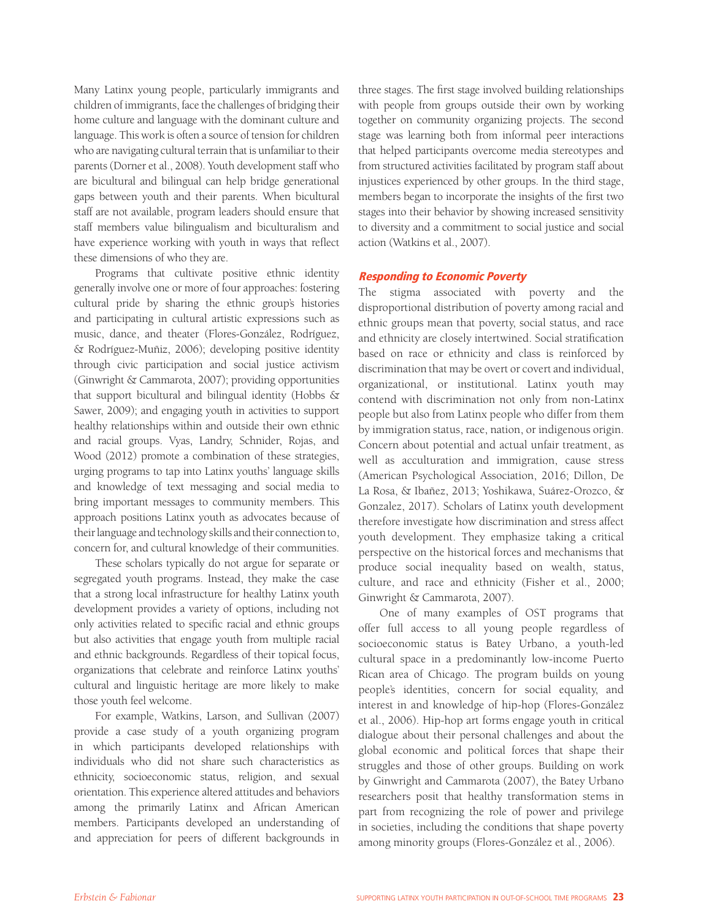Many Latinx young people, particularly immigrants and children of immigrants, face the challenges of bridging their home culture and language with the dominant culture and language. This work is often a source of tension for children who are navigating cultural terrain that is unfamiliar to their parents (Dorner et al., 2008). Youth development staff who are bicultural and bilingual can help bridge generational gaps between youth and their parents. When bicultural staff are not available, program leaders should ensure that staff members value bilingualism and biculturalism and have experience working with youth in ways that reflect these dimensions of who they are.

Programs that cultivate positive ethnic identity generally involve one or more of four approaches: fostering cultural pride by sharing the ethnic group's histories and participating in cultural artistic expressions such as music, dance, and theater (Flores-González, Rodríguez, & Rodríguez-Muñiz, 2006); developing positive identity through civic participation and social justice activism (Ginwright & Cammarota, 2007); providing opportunities that support bicultural and bilingual identity (Hobbs & Sawer, 2009); and engaging youth in activities to support healthy relationships within and outside their own ethnic and racial groups. Vyas, Landry, Schnider, Rojas, and Wood (2012) promote a combination of these strategies, urging programs to tap into Latinx youths' language skills and knowledge of text messaging and social media to bring important messages to community members. This approach positions Latinx youth as advocates because of their language and technology skills and their connection to, concern for, and cultural knowledge of their communities.

These scholars typically do not argue for separate or segregated youth programs. Instead, they make the case that a strong local infrastructure for healthy Latinx youth development provides a variety of options, including not only activities related to specific racial and ethnic groups but also activities that engage youth from multiple racial and ethnic backgrounds. Regardless of their topical focus, organizations that celebrate and reinforce Latinx youths' cultural and linguistic heritage are more likely to make those youth feel welcome.

For example, Watkins, Larson, and Sullivan (2007) provide a case study of a youth organizing program in which participants developed relationships with individuals who did not share such characteristics as ethnicity, socioeconomic status, religion, and sexual orientation. This experience altered attitudes and behaviors among the primarily Latinx and African American members. Participants developed an understanding of and appreciation for peers of different backgrounds in three stages. The first stage involved building relationships with people from groups outside their own by working together on community organizing projects. The second stage was learning both from informal peer interactions that helped participants overcome media stereotypes and from structured activities facilitated by program staff about injustices experienced by other groups. In the third stage, members began to incorporate the insights of the first two stages into their behavior by showing increased sensitivity to diversity and a commitment to social justice and social action (Watkins et al., 2007).

### *Responding to Economic Poverty*

The stigma associated with poverty and the disproportional distribution of poverty among racial and ethnic groups mean that poverty, social status, and race and ethnicity are closely intertwined. Social stratification based on race or ethnicity and class is reinforced by discrimination that may be overt or covert and individual, organizational, or institutional. Latinx youth may contend with discrimination not only from non-Latinx people but also from Latinx people who differ from them by immigration status, race, nation, or indigenous origin. Concern about potential and actual unfair treatment, as well as acculturation and immigration, cause stress (American Psychological Association, 2016; Dillon, De La Rosa, & Ibañez, 2013; Yoshikawa, Suárez-Orozco, & Gonzalez, 2017). Scholars of Latinx youth development therefore investigate how discrimination and stress affect youth development. They emphasize taking a critical perspective on the historical forces and mechanisms that produce social inequality based on wealth, status, culture, and race and ethnicity (Fisher et al., 2000; Ginwright & Cammarota, 2007).

One of many examples of OST programs that offer full access to all young people regardless of socioeconomic status is Batey Urbano, a youth-led cultural space in a predominantly low-income Puerto Rican area of Chicago. The program builds on young people's identities, concern for social equality, and interest in and knowledge of hip-hop (Flores-González et al., 2006). Hip-hop art forms engage youth in critical dialogue about their personal challenges and about the global economic and political forces that shape their struggles and those of other groups. Building on work by Ginwright and Cammarota (2007), the Batey Urbano researchers posit that healthy transformation stems in part from recognizing the role of power and privilege in societies, including the conditions that shape poverty among minority groups (Flores-González et al., 2006).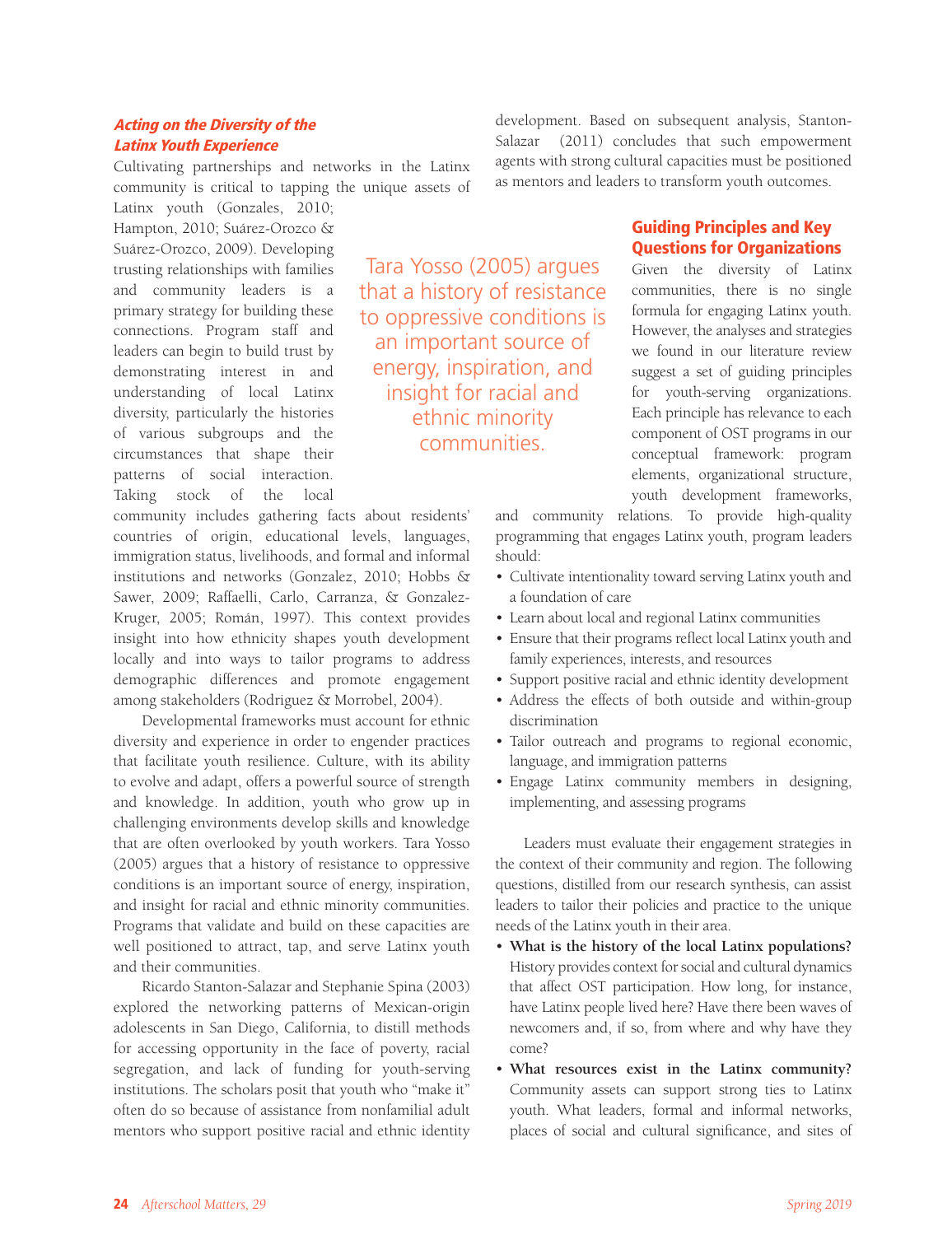### *Acting on the Diversity of the Latinx Youth Experience*

Cultivating partnerships and networks in the Latinx community is critical to tapping the unique assets of Latinx youth (Gonzales, 2010; Hampton, 2010; Suárez-Orozco & Suárez-Orozco, 2009). Developing trusting relationships with families and community leaders is a primary strategy for building these connections. Program staff and leaders can begin to build trust by demonstrating interest in and understanding of local Latinx diversity, particularly the histories of various subgroups and the circumstances that shape their patterns of social interaction. Taking stock of the local community includes gathering facts about residents' countries of origin, educational levels, languages, immigration status, livelihoods, and formal and informal institutions and networks (Gonzalez, 2010; Hobbs & Sawer, 2009; Raffaelli, Carlo, Carranza, & Gonzalez-Kruger, 2005; Román, 1997). This context provides insight into how ethnicity shapes youth development locally and into ways to tailor programs to address demographic differences and promote engagement among stakeholders (Rodriguez & Morrobel, 2004).

Developmental frameworks must account for ethnic diversity and experience in order to engender practices that facilitate youth resilience. Culture, with its ability to evolve and adapt, offers a powerful source of strength and knowledge. In addition, youth who grow up in challenging environments develop skills and knowledge that are often overlooked by youth workers. Tara Yosso (2005) argues that a history of resistance to oppressive conditions is an important source of energy, inspiration, and insight for racial and ethnic minority communities. Programs that validate and build on these capacities are well positioned to attract, tap, and serve Latinx youth and their communities.

Ricardo Stanton-Salazar and Stephanie Spina (2003) explored the networking patterns of Mexican-origin adolescents in San Diego, California, to distill methods for accessing opportunity in the face of poverty, racial segregation, and lack of funding for youth-serving institutions. The scholars posit that youth who "make it" often do so because of assistance from nonfamilial adult mentors who support positive racial and ethnic identity development. Based on subsequent analysis, Stanton-Salazar (2011) concludes that such empowerment agents with strong cultural capacities must be positioned as mentors and leaders to transform youth outcomes.

> Tara Yosso (2005) argues that a history of resistance to oppressive conditions is an important source of energy, inspiration, and insight for racial and ethnic minority communities.

### Guiding Principles and Key Questions for Organizations

Given the diversity of Latinx communities, there is no single formula for engaging Latinx youth. However, the analyses and strategies we found in our literature review suggest a set of guiding principles for youth-serving organizations. Each principle has relevance to each component of OST programs in our conceptual framework: program elements, organizational structure, youth development frameworks, and community relations. To provide high-quality programming that engages Latinx youth, program leaders should:

- Cultivate intentionality toward serving Latinx youth and a foundation of care
- Learn about local and regional Latinx communities
- Ensure that their programs reflect local Latinx youth and family experiences, interests, and resources
- Support positive racial and ethnic identity development
- Address the effects of both outside and within-group discrimination
- Tailor outreach and programs to regional economic, language, and immigration patterns
- Engage Latinx community members in designing, implementing, and assessing programs

Leaders must evaluate their engagement strategies in the context of their community and region. The following questions, distilled from our research synthesis, can assist leaders to tailor their policies and practice to the unique needs of the Latinx youth in their area.

- **What is the history of the local Latinx populations?** History provides context for social and cultural dynamics that affect OST participation. How long, for instance, have Latinx people lived here? Have there been waves of newcomers and, if so, from where and why have they come?
- **What resources exist in the Latinx community?** Community assets can support strong ties to Latinx youth. What leaders, formal and informal networks, places of social and cultural significance, and sites of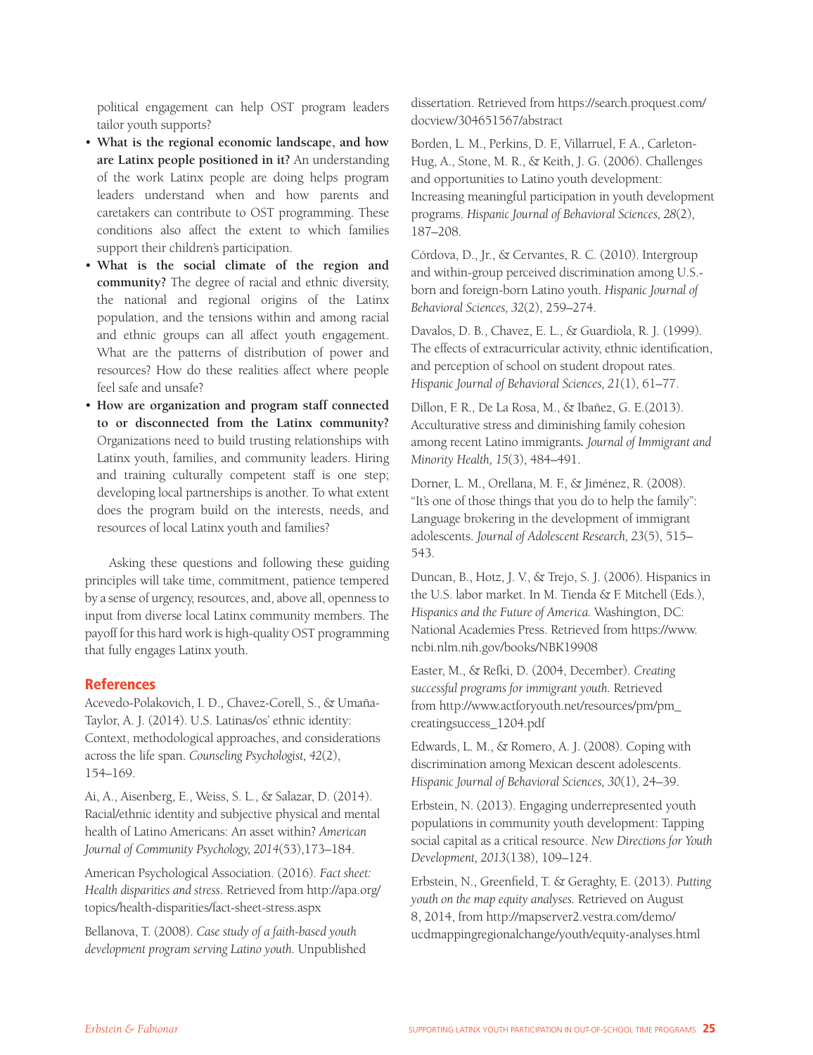political engagement can help OST program leaders tailor youth supports?

- **What is the regional economic landscape, and how are Latinx people positioned in it?** An understanding of the work Latinx people are doing helps program leaders understand when and how parents and caretakers can contribute to OST programming. These conditions also affect the extent to which families support their children's participation.
- **What is the social climate of the region and community?** The degree of racial and ethnic diversity, the national and regional origins of the Latinx population, and the tensions within and among racial and ethnic groups can all affect youth engagement. What are the patterns of distribution of power and resources? How do these realities affect where people feel safe and unsafe?
- **How are organization and program staff connected to or disconnected from the Latinx community?** Organizations need to build trusting relationships with Latinx youth, families, and community leaders. Hiring and training culturally competent staff is one step; developing local partnerships is another. To what extent does the program build on the interests, needs, and resources of local Latinx youth and families?

Asking these questions and following these guiding principles will take time, commitment, patience tempered by a sense of urgency, resources, and, above all, openness to input from diverse local Latinx community members. The payoff for this hard work is high-quality OST programming that fully engages Latinx youth.

## References

Acevedo-Polakovich, I. D., Chavez-Corell, S., & Umaña-Taylor, A. J. (2014). U.S. Latinas/os' ethnic identity: Context, methodological approaches, and considerations across the life span. *Counseling Psychologist, 42*(2), 154–169.

Ai, A., Aisenberg, E., Weiss, S. L., & Salazar, D. (2014). Racial/ethnic identity and subjective physical and mental health of Latino Americans: An asset within? *American Journal of Community Psychology, 2014*(53),173–184.

American Psychological Association. (2016). *Fact sheet: Health disparities and stress*. Retrieved from http://apa.org/topics/health-disparities/fact-sheet-stress.aspx

Bellanova, T. (2008). *Case study of a faith-based youth development program serving Latino youth.* Unpublished dissertation. Retrieved from https://search.proquest.com/docview/304651567/abstract

Borden, L. M., Perkins, D. F., Villarruel, F. A., Carleton-Hug, A., Stone, M. R., & Keith, J. G. (2006). Challenges and opportunities to Latino youth development: Increasing meaningful participation in youth development programs. *Hispanic Journal of Behavioral Sciences, 28*(2), 187–208.

Córdova, D., Jr., & Cervantes, R. C. (2010). Intergroup and within-group perceived discrimination among U.S.-born and foreign-born Latino youth. *Hispanic Journal of Behavioral Sciences, 32*(2), 259–274.

Davalos, D. B., Chavez, E. L., & Guardiola, R. J. (1999). The effects of extracurricular activity, ethnic identification, and perception of school on student dropout rates. *Hispanic Journal of Behavioral Sciences, 21*(1), 61–77.

Dillon, F. R., De La Rosa, M., & Ibañez, G. E.(2013). Acculturative stress and diminishing family cohesion among recent Latino immigrants. *Journal of Immigrant and Minority Health, 15*(3), 484–491.

Dorner, L. M., Orellana, M. F., & Jiménez, R. (2008). "It's one of those things that you do to help the family": Language brokering in the development of immigrant adolescents. *Journal of Adolescent Research, 23*(5), 515–543.

Duncan, B., Hotz, J. V., & Trejo, S. J. (2006). Hispanics in the U.S. labor market. In M. Tienda & F. Mitchell (Eds.), *Hispanics and the Future of America.* Washington, DC: National Academies Press. Retrieved from https://www.ncbi.nlm.nih.gov/books/NBK19908

Easter, M., & Refki, D. (2004, December). *Creating successful programs for immigrant youth.* Retrieved from http://www.actforyouth.net/resources/pm/pm_creatingsuccess_1204.pdf

Edwards, L. M., & Romero, A. J. (2008). Coping with discrimination among Mexican descent adolescents. *Hispanic Journal of Behavioral Sciences, 30*(1), 24–39.

Erbstein, N. (2013). Engaging underrepresented youth populations in community youth development: Tapping social capital as a critical resource. *New Directions for Youth Development, 2013*(138), 109–124.

Erbstein, N., Greenfield, T. & Geraghty, E. (2013). *Putting youth on the map equity analyses.* Retrieved on August 8, 2014, from http://mapserver2.vestra.com/demo/ucdmappingregionalchange/youth/equity-analyses.html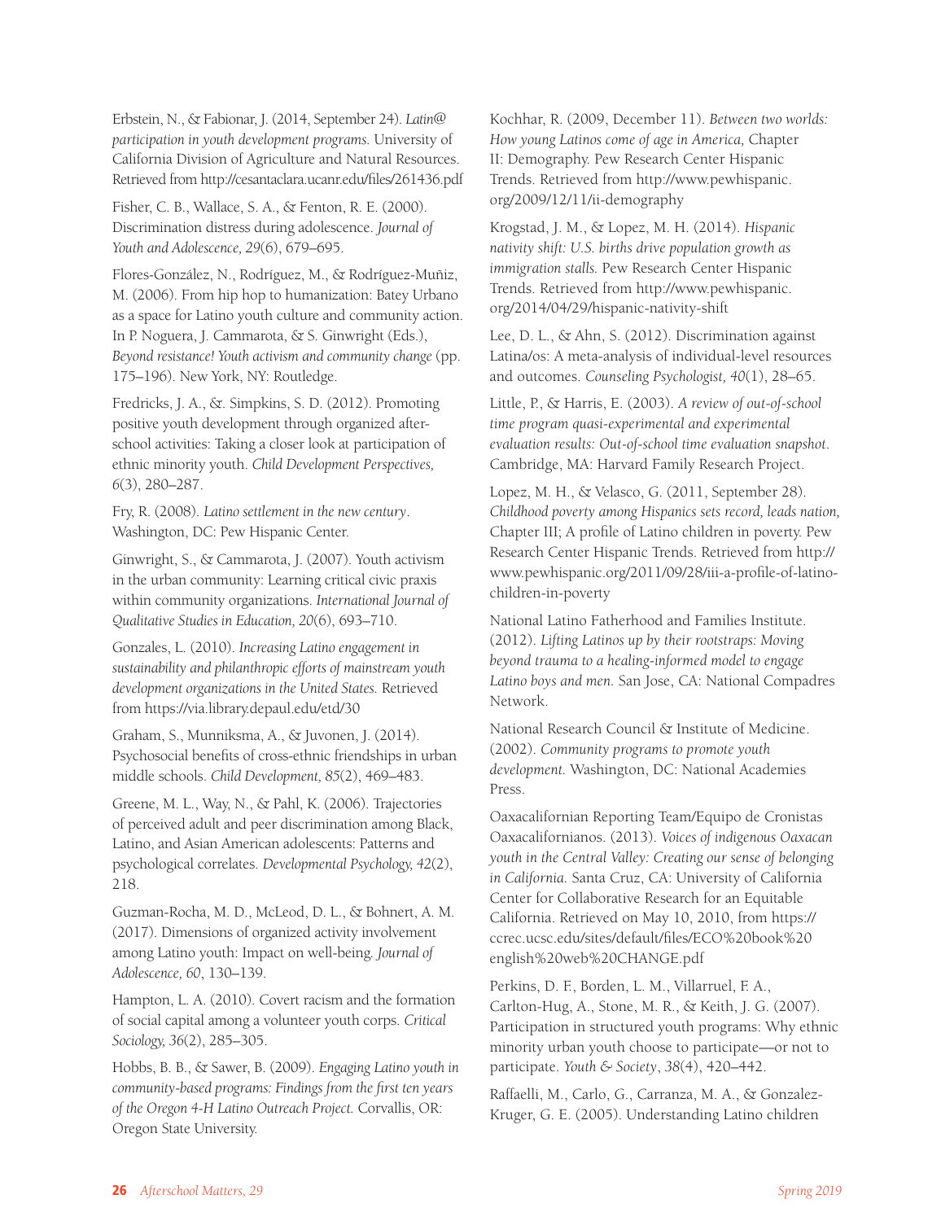Erbstein, N., & Fabionar, J. (2014, September 24). *Latin@ participation in youth development programs.* University of California Division of Agriculture and Natural Resources. Retrieved from http://cesantaclara.ucanr.edu/files/261436.pdf

Fisher, C. B., Wallace, S. A., & Fenton, R. E. (2000). Discrimination distress during adolescence. *Journal of Youth and Adolescence, 29*(6), 679–695.

Flores-González, N., Rodríguez, M., & Rodríguez-Muñiz, M. (2006). From hip hop to humanization: Batey Urbano as a space for Latino youth culture and community action. In P. Noguera, J. Cammarota, & S. Ginwright (Eds.), *Beyond resistance! Youth activism and community change* (pp. 175–196). New York, NY: Routledge.

Fredricks, J. A., &. Simpkins, S. D. (2012). Promoting positive youth development through organized after-school activities: Taking a closer look at participation of ethnic minority youth. *Child Development Perspectives, 6*(3), 280–287.

Fry, R. (2008). *Latino settlement in the new century*. Washington, DC: Pew Hispanic Center.

Ginwright, S., & Cammarota, J. (2007). Youth activism in the urban community: Learning critical civic praxis within community organizations. *International Journal of Qualitative Studies in Education, 20*(6), 693–710.

Gonzales, L. (2010). *Increasing Latino engagement in sustainability and philanthropic efforts of mainstream youth development organizations in the United States.* Retrieved from https://via.library.depaul.edu/etd/30

Graham, S., Munniksma, A., & Juvonen, J. (2014). Psychosocial benefits of cross-ethnic friendships in urban middle schools. *Child Development, 85*(2), 469–483.

Greene, M. L., Way, N., & Pahl, K. (2006). Trajectories of perceived adult and peer discrimination among Black, Latino, and Asian American adolescents: Patterns and psychological correlates. *Developmental Psychology, 42*(2), 218.

Guzman-Rocha, M. D., McLeod, D. L., & Bohnert, A. M. (2017). Dimensions of organized activity involvement among Latino youth: Impact on well-being. *Journal of Adolescence, 60*, 130–139.

Hampton, L. A. (2010). Covert racism and the formation of social capital among a volunteer youth corps. *Critical Sociology, 36*(2), 285–305.

Hobbs, B. B., & Sawer, B. (2009). *Engaging Latino youth in community-based programs: Findings from the first ten years of the Oregon 4-H Latino Outreach Project.* Corvallis, OR: Oregon State University.

Kochhar, R. (2009, December 11). *Between two worlds: How young Latinos come of age in America,* Chapter II: Demography. Pew Research Center Hispanic Trends. Retrieved from http://www.pewhispanic.org/2009/12/11/ii-demography

Krogstad, J. M., & Lopez, M. H. (2014). *Hispanic nativity shift: U.S. births drive population growth as immigration stalls.* Pew Research Center Hispanic Trends. Retrieved from http://www.pewhispanic.org/2014/04/29/hispanic-nativity-shift

Lee, D. L., & Ahn, S. (2012). Discrimination against Latina/os: A meta-analysis of individual-level resources and outcomes. *Counseling Psychologist, 40*(1), 28–65.

Little, P., & Harris, E. (2003). *A review of out-of-school time program quasi-experimental and experimental evaluation results: Out-of-school time evaluation snapshot*. Cambridge, MA: Harvard Family Research Project.

Lopez, M. H., & Velasco, G. (2011, September 28). *Childhood poverty among Hispanics sets record, leads nation,* Chapter III; A profile of Latino children in poverty. Pew Research Center Hispanic Trends. Retrieved from http://www.pewhispanic.org/2011/09/28/iii-a-profile-of-latino-children-in-poverty

National Latino Fatherhood and Families Institute. (2012). *Lifting Latinos up by their rootstraps: Moving beyond trauma to a healing-informed model to engage Latino boys and men.* San Jose, CA: National Compadres Network.

National Research Council & Institute of Medicine. (2002). *Community programs to promote youth development.* Washington, DC: National Academies Press.

Oaxacalifornian Reporting Team/Equipo de Cronistas Oaxacalifornianos. (2013). *Voices of indigenous Oaxacan youth in the Central Valley: Creating our sense of belonging in California.* Santa Cruz, CA: University of California Center for Collaborative Research for an Equitable California. Retrieved on May 10, 2010, from https://ccrec.ucsc.edu/sites/default/files/ECO%20book%20english%20web%20CHANGE.pdf

Perkins, D. F., Borden, L. M., Villarruel, F. A., Carlton-Hug, A., Stone, M. R., & Keith, J. G. (2007). Participation in structured youth programs: Why ethnic minority urban youth choose to participate—or not to participate. *Youth & Society*, *38*(4), 420–442.

Raffaelli, M., Carlo, G., Carranza, M. A., & Gonzalez-Kruger, G. E. (2005). Understanding Latino children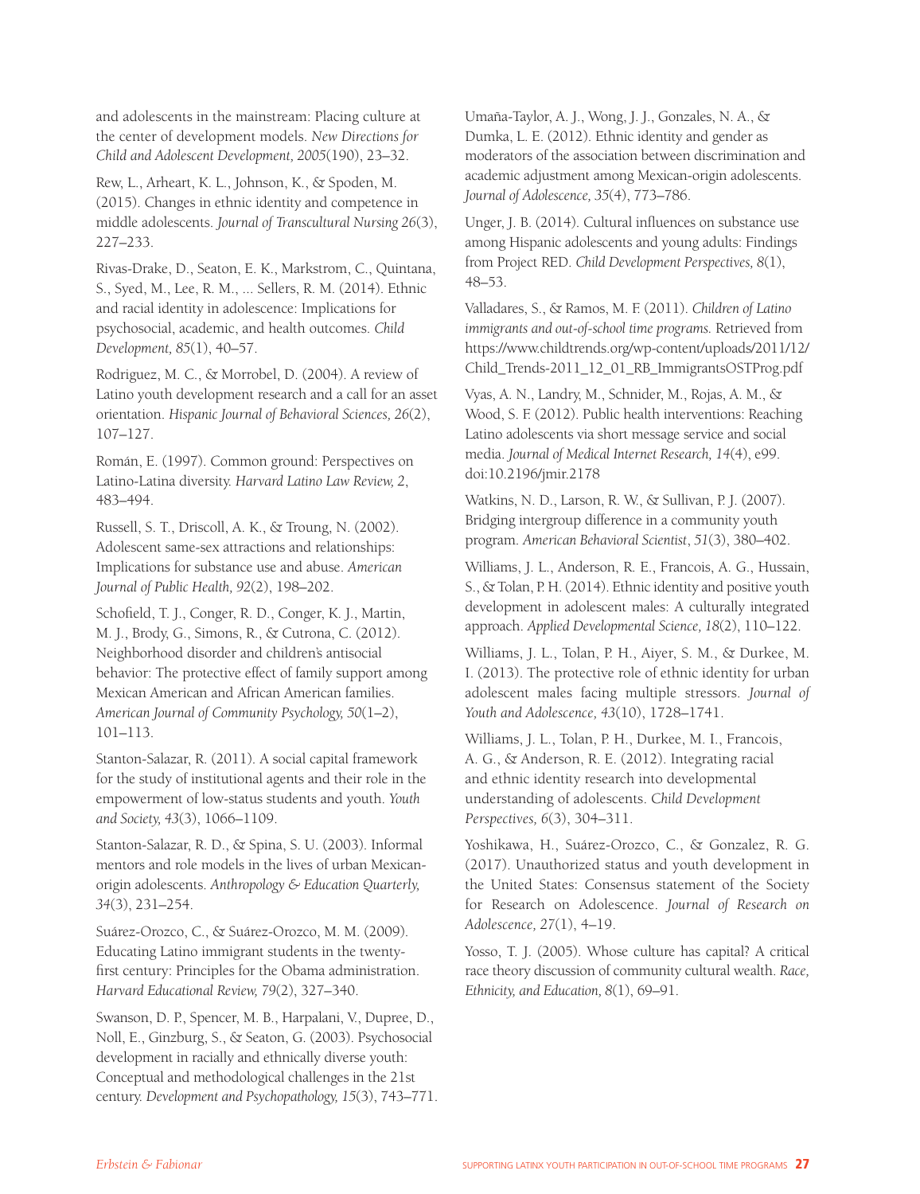and adolescents in the mainstream: Placing culture at the center of development models. *New Directions for Child and Adolescent Development, 2005*(190), 23–32.

Rew, L., Arheart, K. L., Johnson, K., & Spoden, M. (2015). Changes in ethnic identity and competence in middle adolescents. *Journal of Transcultural Nursing 26*(3), 227–233.

Rivas-Drake, D., Seaton, E. K., Markstrom, C., Quintana, S., Syed, M., Lee, R. M., ... Sellers, R. M. (2014). Ethnic and racial identity in adolescence: Implications for psychosocial, academic, and health outcomes. *Child Development, 85*(1), 40–57.

Rodriguez, M. C., & Morrobel, D. (2004). A review of Latino youth development research and a call for an asset orientation. *Hispanic Journal of Behavioral Sciences, 26*(2), 107–127.

Román, E. (1997). Common ground: Perspectives on Latino-Latina diversity. *Harvard Latino Law Review, 2*, 483–494.

Russell, S. T., Driscoll, A. K., & Troung, N. (2002). Adolescent same-sex attractions and relationships: Implications for substance use and abuse. *American Journal of Public Health, 92*(2), 198–202.

Schofield, T. J., Conger, R. D., Conger, K. J., Martin, M. J., Brody, G., Simons, R., & Cutrona, C. (2012). Neighborhood disorder and children's antisocial behavior: The protective effect of family support among Mexican American and African American families. *American Journal of Community Psychology, 50*(1–2), 101–113.

Stanton-Salazar, R. (2011). A social capital framework for the study of institutional agents and their role in the empowerment of low-status students and youth. *Youth and Society, 43*(3), 1066–1109.

Stanton-Salazar, R. D., & Spina, S. U. (2003). Informal mentors and role models in the lives of urban Mexican-origin adolescents. *Anthropology & Education Quarterly, 34*(3), 231–254.

Suárez-Orozco, C., & Suárez-Orozco, M. M. (2009). Educating Latino immigrant students in the twenty-first century: Principles for the Obama administration. *Harvard Educational Review, 79*(2), 327–340.

Swanson, D. P., Spencer, M. B., Harpalani, V., Dupree, D., Noll, E., Ginzburg, S., & Seaton, G. (2003). Psychosocial development in racially and ethnically diverse youth: Conceptual and methodological challenges in the 21st century. *Development and Psychopathology, 15*(3), 743–771.

Umaña-Taylor, A. J., Wong, J. J., Gonzales, N. A., & Dumka, L. E. (2012). Ethnic identity and gender as moderators of the association between discrimination and academic adjustment among Mexican-origin adolescents. *Journal of Adolescence, 35*(4), 773–786.

Unger, J. B. (2014). Cultural influences on substance use among Hispanic adolescents and young adults: Findings from Project RED. *Child Development Perspectives, 8*(1), 48–53.

Valladares, S., & Ramos, M. F. (2011). *Children of Latino immigrants and out-of-school time programs.* Retrieved from https://www.childtrends.org/wp-content/uploads/2011/12/Child_Trends-2011_12_01_RB_ImmigrantsOSTProg.pdf

Vyas, A. N., Landry, M., Schnider, M., Rojas, A. M., & Wood, S. F. (2012). Public health interventions: Reaching Latino adolescents via short message service and social media. *Journal of Medical Internet Research, 14*(4), e99. doi:10.2196/jmir.2178

Watkins, N. D., Larson, R. W., & Sullivan, P. J. (2007). Bridging intergroup difference in a community youth program. *American Behavioral Scientist*, *51*(3), 380–402.

Williams, J. L., Anderson, R. E., Francois, A. G., Hussain, S., & Tolan, P. H. (2014). Ethnic identity and positive youth development in adolescent males: A culturally integrated approach. *Applied Developmental Science, 18*(2), 110–122.

Williams, J. L., Tolan, P. H., Aiyer, S. M., & Durkee, M. I. (2013). The protective role of ethnic identity for urban adolescent males facing multiple stressors. *Journal of Youth and Adolescence, 43*(10), 1728–1741.

Williams, J. L., Tolan, P. H., Durkee, M. I., Francois, A. G., & Anderson, R. E. (2012). Integrating racial and ethnic identity research into developmental understanding of adolescents. *Child Development Perspectives, 6*(3), 304–311.

Yoshikawa, H., Suárez-Orozco, C., & Gonzalez, R. G. (2017). Unauthorized status and youth development in the United States: Consensus statement of the Society for Research on Adolescence. *Journal of Research on Adolescence, 27*(1), 4–19.

Yosso, T. J. (2005). Whose culture has capital? A critical race theory discussion of community cultural wealth. *Race, Ethnicity, and Education, 8*(1), 69–91.